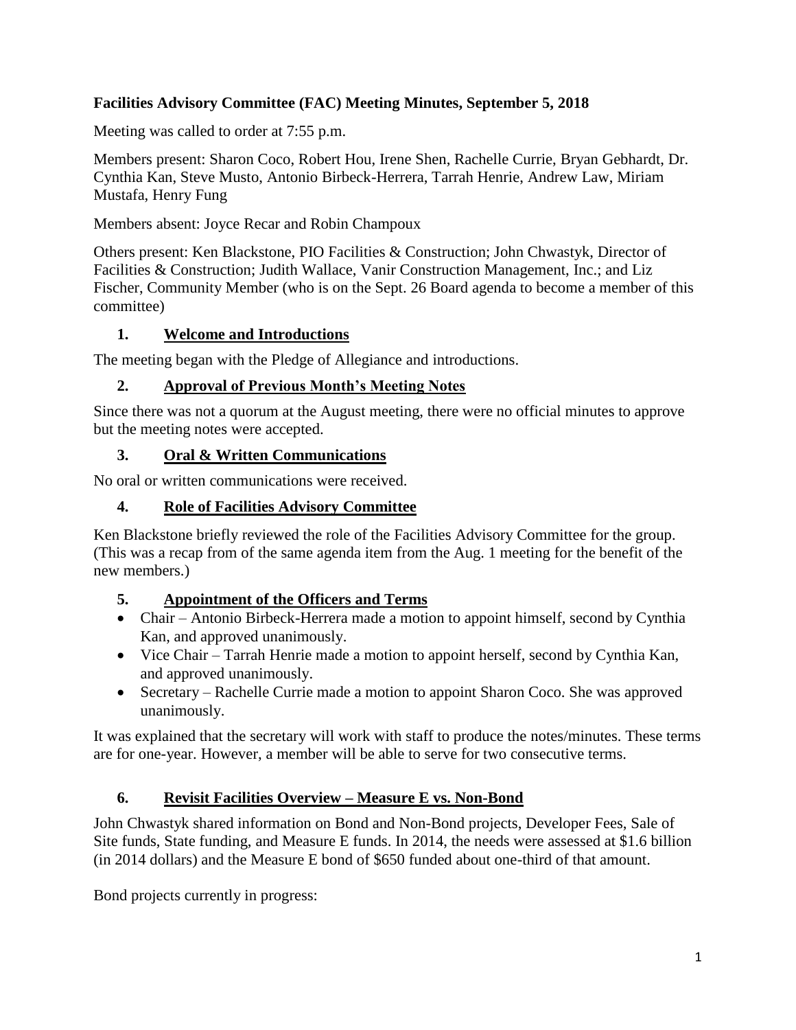**Facilities Advisory Committee (FAC) Meeting Minutes, September 5, 2018**

Meeting was called to order at 7:55 p.m.

Members present: Sharon Coco, Robert Hou, Irene Shen, Rachelle Currie, Bryan Gebhardt, Dr. Cynthia Kan, Steve Musto, Antonio Birbeck-Herrera, Tarrah Henrie, Andrew Law, Miriam Mustafa, Henry Fung

Members absent: Joyce Recar and Robin Champoux

Others present: Ken Blackstone, PIO Facilities & Construction; John Chwastyk, Director of Facilities & Construction; Judith Wallace, Vanir Construction Management, Inc.; and Liz Fischer, Community Member (who is on the Sept. 26 Board agenda to become a member of this committee)

## 1. Welcome and Introductions

The meeting began with the Pledge of Allegiance and introductions.

## 2. Approval of Previous Month's Meeting Notes

Since there was not a quorum at the August meeting, there were no official minutes to approve but the meeting notes were accepted.

## 3. Oral & Written Communications

No oral or written communications were received.

## 4. Role of Facilities Advisory Committee

Ken Blackstone briefly reviewed the role of the Facilities Advisory Committee for the group. (This was a recap from of the same agenda item from the Aug. 1 meeting for the benefit of the new members.)

## 5. Appointment of the Officers and Terms

- Chair – Antonio Birbeck-Herrera made a motion to appoint himself, second by Cynthia Kan, and approved unanimously.
- Vice Chair – Tarrah Henrie made a motion to appoint herself, second by Cynthia Kan, and approved unanimously.
- Secretary – Rachelle Currie made a motion to appoint Sharon Coco. She was approved unanimously.

It was explained that the secretary will work with staff to produce the notes/minutes. These terms are for one-year. However, a member will be able to serve for two consecutive terms.

## 6. Revisit Facilities Overview – Measure E vs. Non-Bond

John Chwastyk shared information on Bond and Non-Bond projects, Developer Fees, Sale of Site funds, State funding, and Measure E funds. In 2014, the needs were assessed at $1.6 billion (in 2014 dollars) and the Measure E bond of $650 funded about one-third of that amount.

Bond projects currently in progress: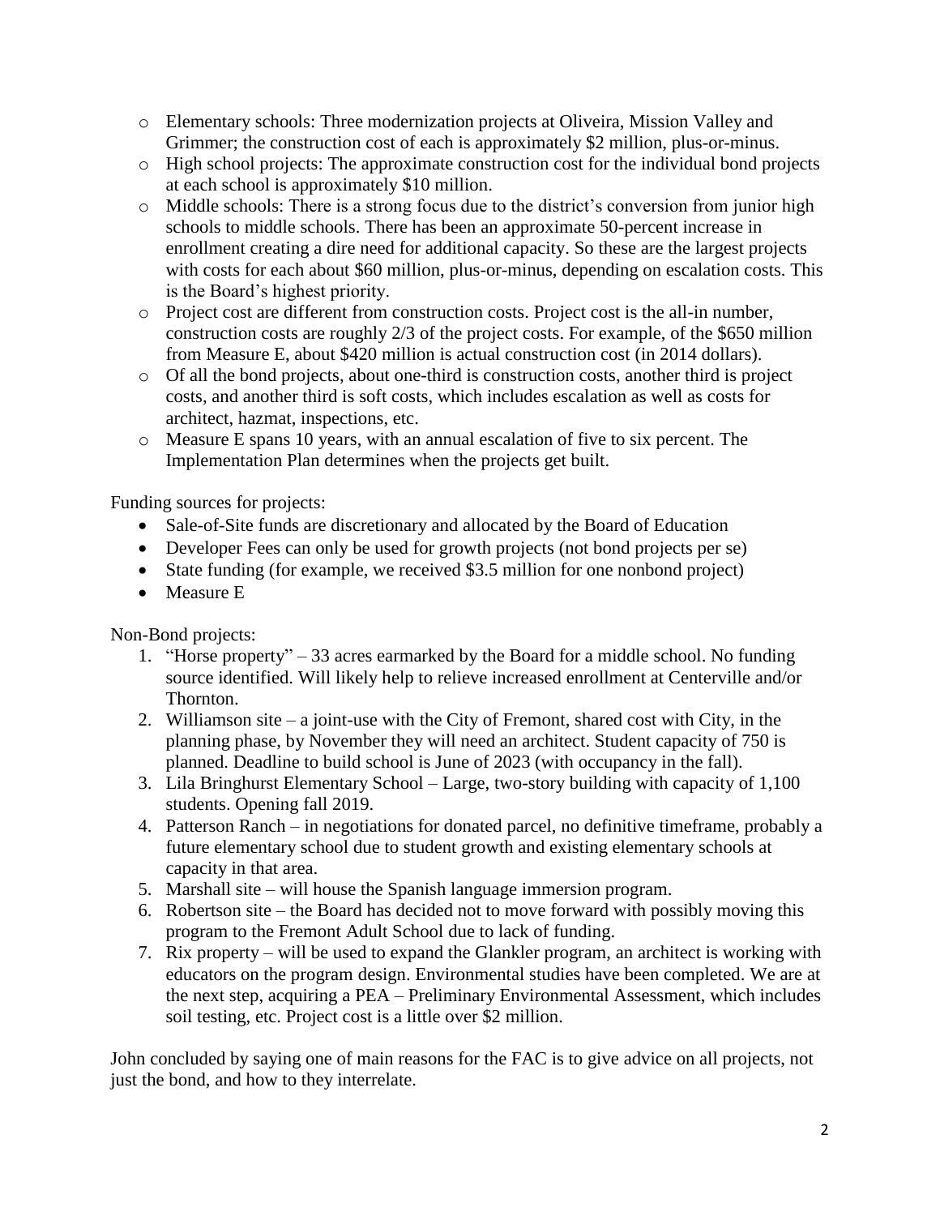- Elementary schools: Three modernization projects at Oliveira, Mission Valley and Grimmer; the construction cost of each is approximately $2 million, plus-or-minus.
- High school projects: The approximate construction cost for the individual bond projects at each school is approximately $10 million.
- Middle schools: There is a strong focus due to the district's conversion from junior high schools to middle schools. There has been an approximate 50-percent increase in enrollment creating a dire need for additional capacity. So these are the largest projects with costs for each about $60 million, plus-or-minus, depending on escalation costs. This is the Board's highest priority.
- Project cost are different from construction costs. Project cost is the all-in number, construction costs are roughly 2/3 of the project costs. For example, of the $650 million from Measure E, about $420 million is actual construction cost (in 2014 dollars).
- Of all the bond projects, about one-third is construction costs, another third is project costs, and another third is soft costs, which includes escalation as well as costs for architect, hazmat, inspections, etc.
- Measure E spans 10 years, with an annual escalation of five to six percent. The Implementation Plan determines when the projects get built.

Funding sources for projects:

- Sale-of-Site funds are discretionary and allocated by the Board of Education
- Developer Fees can only be used for growth projects (not bond projects per se)
- State funding (for example, we received $3.5 million for one nonbond project)
- Measure E

Non-Bond projects:

1. "Horse property" – 33 acres earmarked by the Board for a middle school. No funding source identified. Will likely help to relieve increased enrollment at Centerville and/or Thornton.
2. Williamson site – a joint-use with the City of Fremont, shared cost with City, in the planning phase, by November they will need an architect. Student capacity of 750 is planned. Deadline to build school is June of 2023 (with occupancy in the fall).
3. Lila Bringhurst Elementary School – Large, two-story building with capacity of 1,100 students. Opening fall 2019.
4. Patterson Ranch – in negotiations for donated parcel, no definitive timeframe, probably a future elementary school due to student growth and existing elementary schools at capacity in that area.
5. Marshall site – will house the Spanish language immersion program.
6. Robertson site – the Board has decided not to move forward with possibly moving this program to the Fremont Adult School due to lack of funding.
7. Rix property – will be used to expand the Glankler program, an architect is working with educators on the program design. Environmental studies have been completed. We are at the next step, acquiring a PEA – Preliminary Environmental Assessment, which includes soil testing, etc. Project cost is a little over $2 million.

John concluded by saying one of main reasons for the FAC is to give advice on all projects, not just the bond, and how to they interrelate.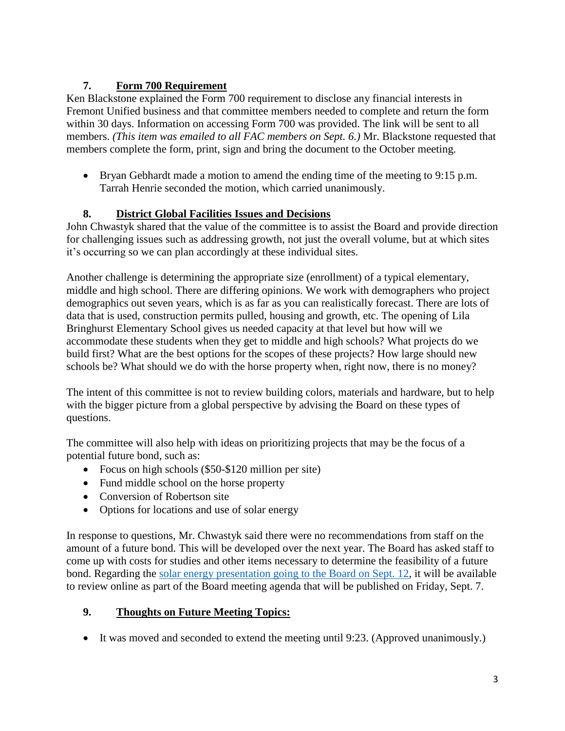## 7. Form 700 Requirement

Ken Blackstone explained the Form 700 requirement to disclose any financial interests in Fremont Unified business and that committee members needed to complete and return the form within 30 days. Information on accessing Form 700 was provided. The link will be sent to all members. *(This item was emailed to all FAC members on Sept. 6.)* Mr. Blackstone requested that members complete the form, print, sign and bring the document to the October meeting.

- Bryan Gebhardt made a motion to amend the ending time of the meeting to 9:15 p.m. Tarrah Henrie seconded the motion, which carried unanimously.

## 8. District Global Facilities Issues and Decisions

John Chwastyk shared that the value of the committee is to assist the Board and provide direction for challenging issues such as addressing growth, not just the overall volume, but at which sites it's occurring so we can plan accordingly at these individual sites.

Another challenge is determining the appropriate size (enrollment) of a typical elementary, middle and high school. There are differing opinions. We work with demographers who project demographics out seven years, which is as far as you can realistically forecast. There are lots of data that is used, construction permits pulled, housing and growth, etc. The opening of Lila Bringhurst Elementary School gives us needed capacity at that level but how will we accommodate these students when they get to middle and high schools? What projects do we build first? What are the best options for the scopes of these projects? How large should new schools be? What should we do with the horse property when, right now, there is no money?

The intent of this committee is not to review building colors, materials and hardware, but to help with the bigger picture from a global perspective by advising the Board on these types of questions.

The committee will also help with ideas on prioritizing projects that may be the focus of a potential future bond, such as:

- Focus on high schools ($50-$120 million per site)
- Fund middle school on the horse property
- Conversion of Robertson site
- Options for locations and use of solar energy

In response to questions, Mr. Chwastyk said there were no recommendations from staff on the amount of a future bond. This will be developed over the next year. The Board has asked staff to come up with costs for studies and other items necessary to determine the feasibility of a future bond. Regarding the solar energy presentation going to the Board on Sept. 12, it will be available to review online as part of the Board meeting agenda that will be published on Friday, Sept. 7.

## 9. Thoughts on Future Meeting Topics:

- It was moved and seconded to extend the meeting until 9:23. (Approved unanimously.)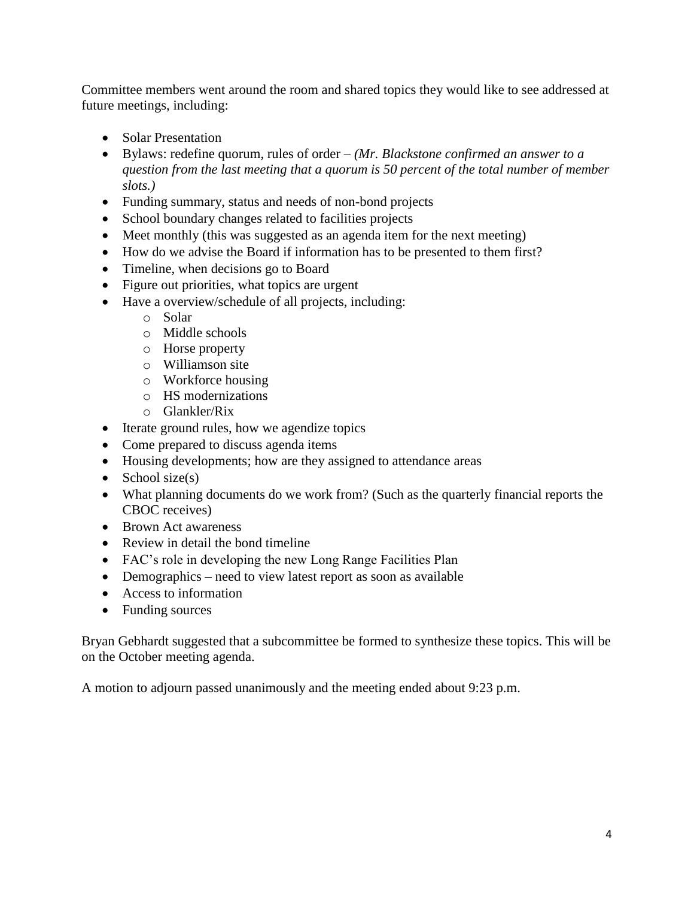Committee members went around the room and shared topics they would like to see addressed at future meetings, including:

- Solar Presentation
- Bylaws: redefine quorum, rules of order – *(Mr. Blackstone confirmed an answer to a question from the last meeting that a quorum is 50 percent of the total number of member slots.)*
- Funding summary, status and needs of non-bond projects
- School boundary changes related to facilities projects
- Meet monthly (this was suggested as an agenda item for the next meeting)
- How do we advise the Board if information has to be presented to them first?
- Timeline, when decisions go to Board
- Figure out priorities, what topics are urgent
- Have a overview/schedule of all projects, including:
  - Solar
  - Middle schools
  - Horse property
  - Williamson site
  - Workforce housing
  - HS modernizations
  - Glankler/Rix
- Iterate ground rules, how we agendize topics
- Come prepared to discuss agenda items
- Housing developments; how are they assigned to attendance areas
- School size(s)
- What planning documents do we work from? (Such as the quarterly financial reports the CBOC receives)
- Brown Act awareness
- Review in detail the bond timeline
- FAC's role in developing the new Long Range Facilities Plan
- Demographics – need to view latest report as soon as available
- Access to information
- Funding sources

Bryan Gebhardt suggested that a subcommittee be formed to synthesize these topics. This will be on the October meeting agenda.

A motion to adjourn passed unanimously and the meeting ended about 9:23 p.m.